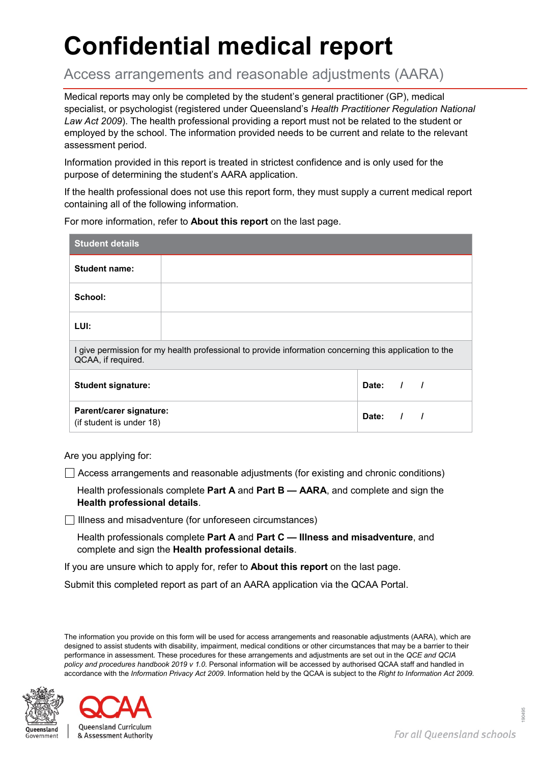# Confidential medical report

## Access arrangements and reasonable adjustments (AARA)

Medical reports may only be completed by the student's general practitioner (GP), medical specialist, or psychologist (registered under Queensland's *Health Practitioner Regulation National Law Act 2009*). The health professional providing a report must not be related to the student or employed by the school. The information provided needs to be current and relate to the relevant assessment period.

Information provided in this report is treated in strictest confidence and is only used for the purpose of determining the student's AARA application.

If the health professional does not use this report form, they must supply a current medical report containing all of the following information.

For more information, refer to **About this report** on the last page.

| **Student details** | | |
|---|---|---|
| **Student name:** | | |
| **School:** | | |
| **LUI:** | | |
| I give permission for my health professional to provide information concerning this application to the QCAA, if required. | | |
| **Student signature:** | | **Date:** / / |
| **Parent/carer signature:** (if student is under 18) | | **Date:** / / |

Are you applying for:

☐ Access arrangements and reasonable adjustments (for existing and chronic conditions)

Health professionals complete **Part A** and **Part B — AARA**, and complete and sign the **Health professional details**.

☐ Illness and misadventure (for unforeseen circumstances)

Health professionals complete **Part A** and **Part C — Illness and misadventure**, and complete and sign the **Health professional details**.

If you are unsure which to apply for, refer to **About this report** on the last page.

Submit this completed report as part of an AARA application via the QCAA Portal.

The information you provide on this form will be used for access arrangements and reasonable adjustments (AARA), which are designed to assist students with disability, impairment, medical conditions or other circumstances that may be a barrier to their performance in assessment. These procedures for these arrangements and adjustments are set out in the *QCE and QCIA policy and procedures handbook 2019 v 1.0*. Personal information will be accessed by authorised QCAA staff and handled in accordance with the *Information Privacy Act 2009*. Information held by the QCAA is subject to the *Right to Information Act 2009.*

Queensland Government | Queensland Curriculum & Assessment Authority

*For all Queensland schools*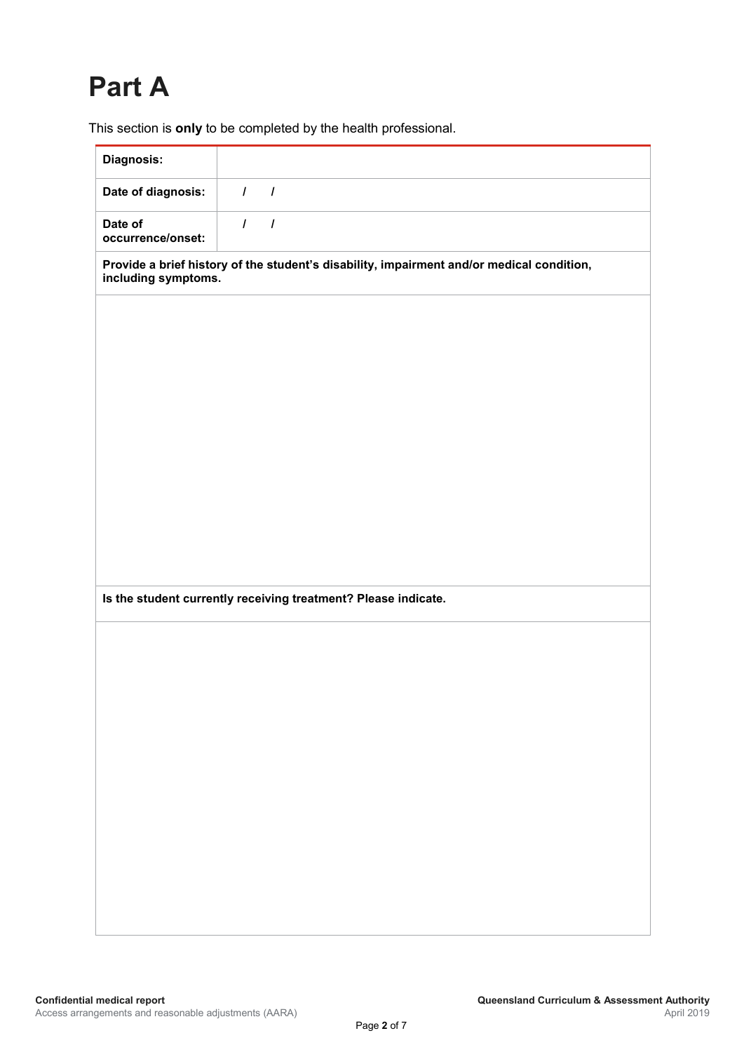# Part A

This section is **only** to be completed by the health professional.

| **Diagnosis:** | |
|---|---|
| **Date of diagnosis:** | / / |
| **Date of occurrence/onset:** | / / |

**Provide a brief history of the student's disability, impairment and/or medical condition, including symptoms.**

| |
|---|
| |

**Is the student currently receiving treatment? Please indicate.**

| |
|---|
| |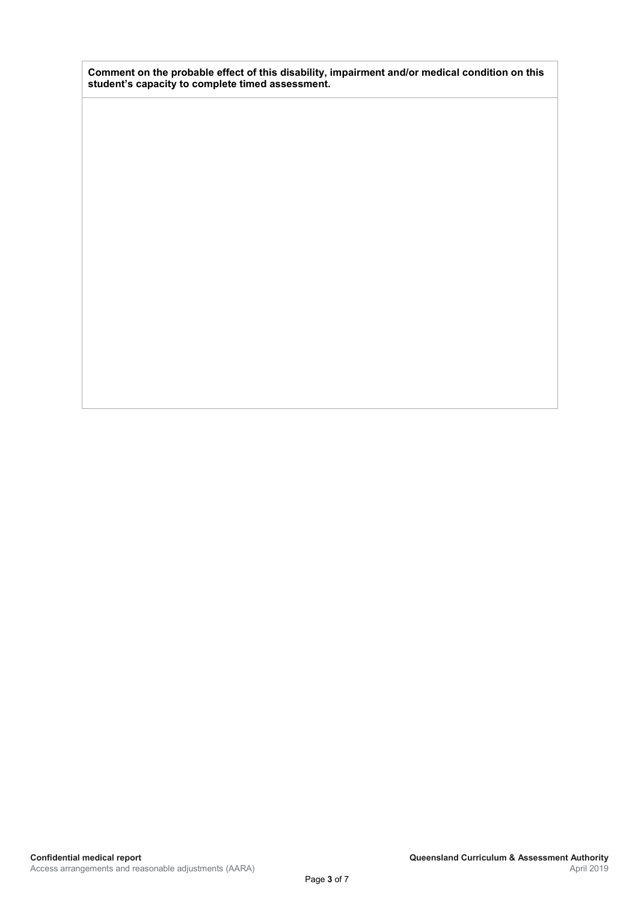| Comment on the probable effect of this disability, impairment and/or medical condition on this student's capacity to complete timed assessment. |
| --- |
| |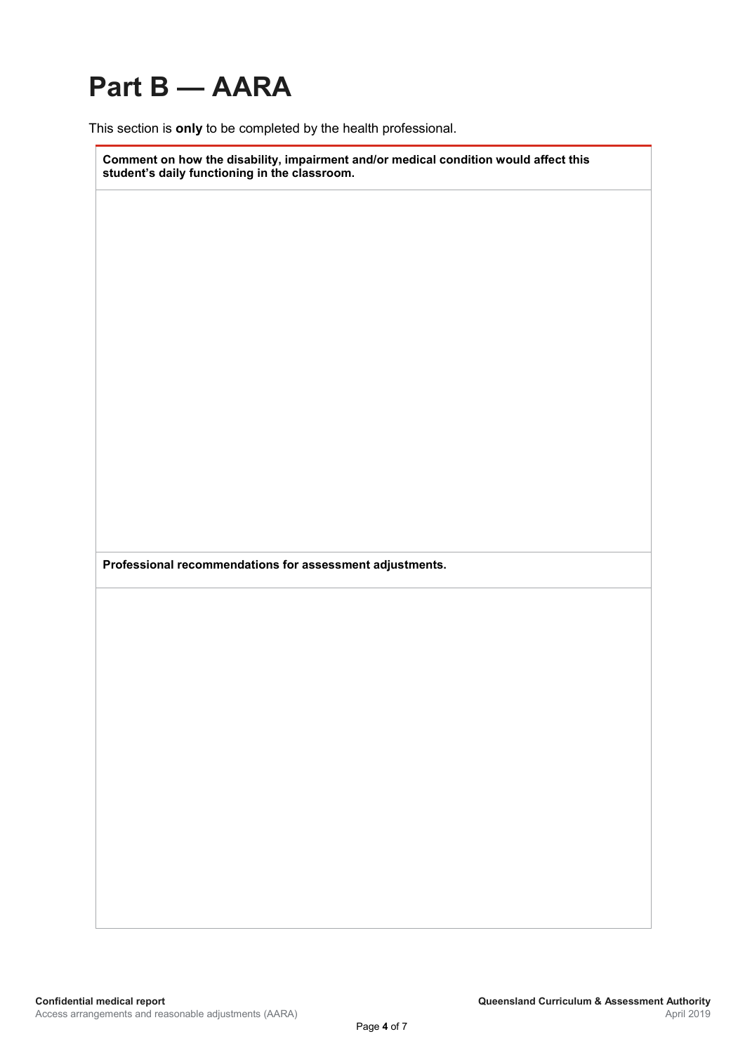# Part B — AARA

This section is **only** to be completed by the health professional.

| **Comment on how the disability, impairment and/or medical condition would affect this student's daily functioning in the classroom.** |
| --- |
| |
| **Professional recommendations for assessment adjustments.** |
| |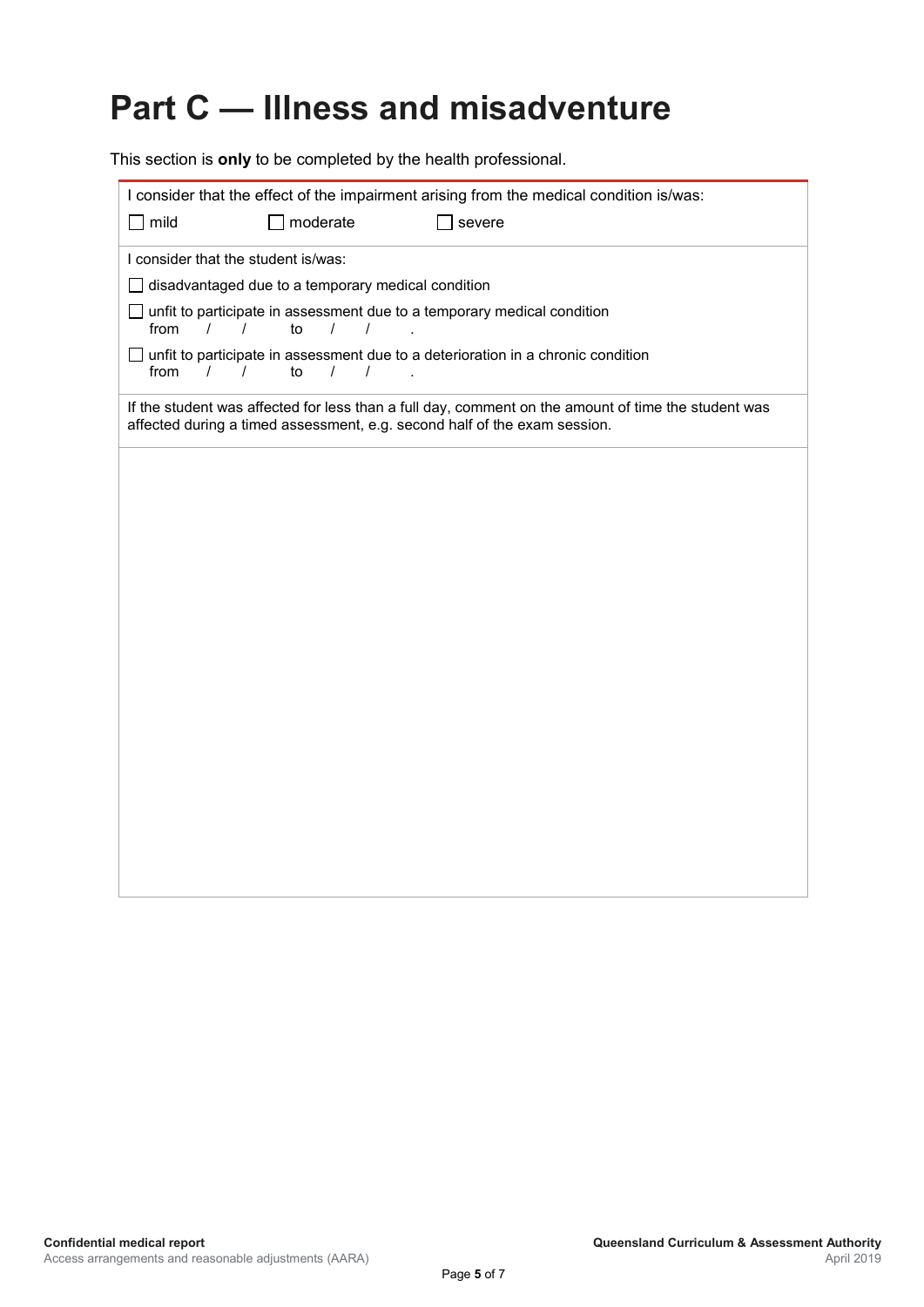# Part C — Illness and misadventure

This section is **only** to be completed by the health professional.

I consider that the effect of the impairment arising from the medical condition is/was:

☐ mild ☐ moderate ☐ severe

I consider that the student is/was:

☐ disadvantaged due to a temporary medical condition

☐ unfit to participate in assessment due to a temporary medical condition
from / / to / / .

☐ unfit to participate in assessment due to a deterioration in a chronic condition
from / / to / / .

If the student was affected for less than a full day, comment on the amount of time the student was affected during a timed assessment, e.g. second half of the exam session.

**Confidential medical report**
Access arrangements and reasonable adjustments (AARA)

**Queensland Curriculum & Assessment Authority**
April 2019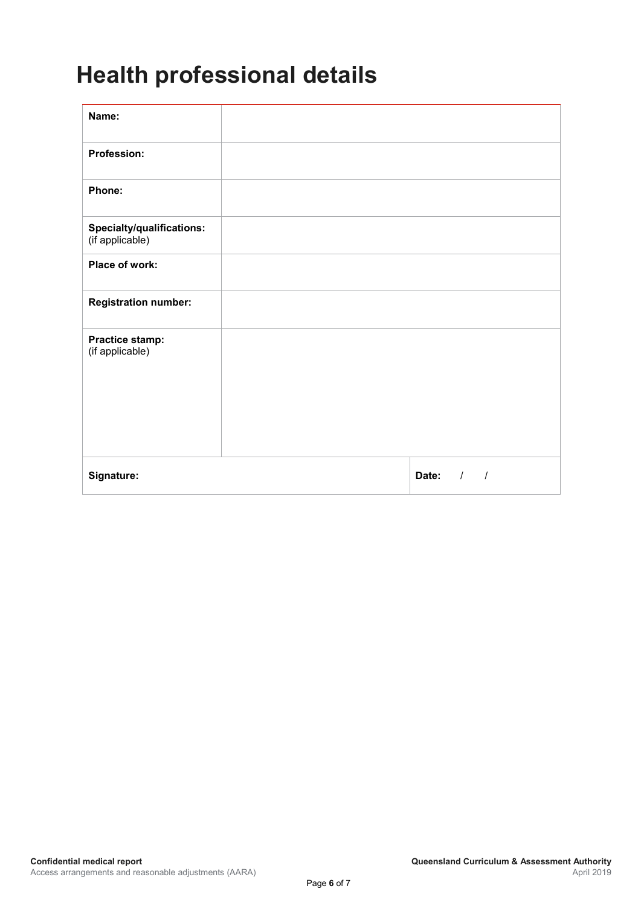# Health professional details

| | | |
|---|---|---|
| **Name:** | | |
| **Profession:** | | |
| **Phone:** | | |
| **Specialty/qualifications:** (if applicable) | | |
| **Place of work:** | | |
| **Registration number:** | | |
| **Practice stamp:** (if applicable) | | |
| **Signature:** | | **Date:** / / |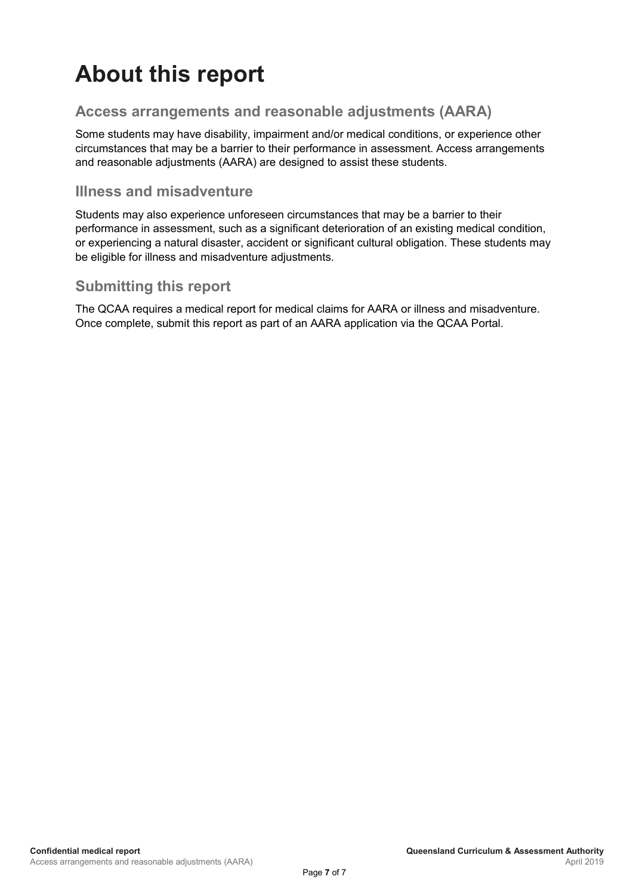# About this report

## Access arrangements and reasonable adjustments (AARA)

Some students may have disability, impairment and/or medical conditions, or experience other circumstances that may be a barrier to their performance in assessment. Access arrangements and reasonable adjustments (AARA) are designed to assist these students.

## Illness and misadventure

Students may also experience unforeseen circumstances that may be a barrier to their performance in assessment, such as a significant deterioration of an existing medical condition, or experiencing a natural disaster, accident or significant cultural obligation. These students may be eligible for illness and misadventure adjustments.

## Submitting this report

The QCAA requires a medical report for medical claims for AARA or illness and misadventure. Once complete, submit this report as part of an AARA application via the QCAA Portal.